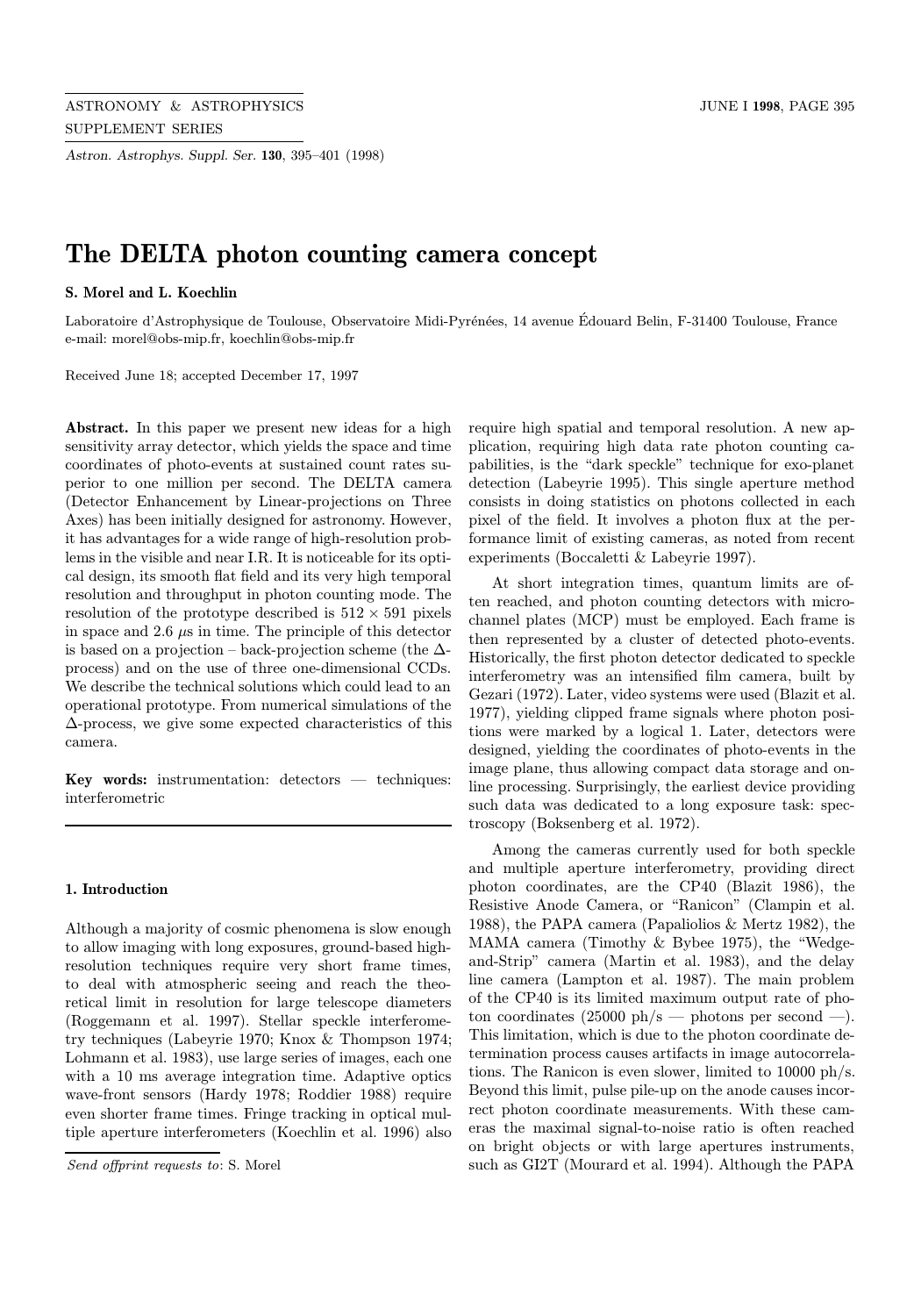# The DELTA photon counting camera concept

**S. Morel and L. Koechlin**

Laboratoire d'Astrophysique de Toulouse, Observatoire Midi-Pyrénées, 14 avenue Édouard Belin, F-31400 Toulouse, France
e-mail: morel@obs-mip.fr, koechlin@obs-mip.fr

Received June 18; accepted December 17, 1997

**Abstract.** In this paper we present new ideas for a high sensitivity array detector, which yields the space and time coordinates of photo-events at sustained count rates superior to one million per second. The DELTA camera (Detector Enhancement by Linear-projections on Three Axes) has been initially designed for astronomy. However, it has advantages for a wide range of high-resolution problems in the visible and near I.R. It is noticeable for its optical design, its smooth flat field and its very high temporal resolution and throughput in photon counting mode. The resolution of the prototype described is $512 \times 591$ pixels in space and 2.6 $\mu$s in time. The principle of this detector is based on a projection – back-projection scheme (the $\Delta$-process) and on the use of three one-dimensional CCDs. We describe the technical solutions which could lead to an operational prototype. From numerical simulations of the $\Delta$-process, we give some expected characteristics of this camera.

**Key words:** instrumentation: detectors — techniques: interferometric

## 1. Introduction

Although a majority of cosmic phenomena is slow enough to allow imaging with long exposures, ground-based high-resolution techniques require very short frame times, to deal with atmospheric seeing and reach the theoretical limit in resolution for large telescope diameters (Roggemann et al. 1997). Stellar speckle interferometry techniques (Labeyrie 1970; Knox & Thompson 1974; Lohmann et al. 1983), use large series of images, each one with a 10 ms average integration time. Adaptive optics wave-front sensors (Hardy 1978; Roddier 1988) require even shorter frame times. Fringe tracking in optical multiple aperture interferometers (Koechlin et al. 1996) also require high spatial and temporal resolution. A new application, requiring high data rate photon counting capabilities, is the "dark speckle" technique for exo-planet detection (Labeyrie 1995). This single aperture method consists in doing statistics on photons collected in each pixel of the field. It involves a photon flux at the performance limit of existing cameras, as noted from recent experiments (Boccaletti & Labeyrie 1997).

At short integration times, quantum limits are often reached, and photon counting detectors with microchannel plates (MCP) must be employed. Each frame is then represented by a cluster of detected photo-events. Historically, the first photon detector dedicated to speckle interferometry was an intensified film camera, built by Gezari (1972). Later, video systems were used (Blazit et al. 1977), yielding clipped frame signals where photon positions were marked by a logical 1. Later, detectors were designed, yielding the coordinates of photo-events in the image plane, thus allowing compact data storage and online processing. Surprisingly, the earliest device providing such data was dedicated to a long exposure task: spectroscopy (Boksenberg et al. 1972).

Among the cameras currently used for both speckle and multiple aperture interferometry, providing direct photon coordinates, are the CP40 (Blazit 1986), the Resistive Anode Camera, or "Ranicon" (Clampin et al. 1988), the PAPA camera (Papaliolios & Mertz 1982), the MAMA camera (Timothy & Bybee 1975), the "Wedge-and-Strip" camera (Martin et al. 1983), and the delay line camera (Lampton et al. 1987). The main problem of the CP40 is its limited maximum output rate of photon coordinates (25000 ph/s — photons per second —). This limitation, which is due to the photon coordinate determination process causes artifacts in image autocorrelations. The Ranicon is even slower, limited to 10000 ph/s. Beyond this limit, pulse pile-up on the anode causes incorrect photon coordinate measurements. With these cameras the maximal signal-to-noise ratio is often reached on bright objects or with large apertures instruments, such as GI2T (Mourard et al. 1994). Although the PAPA

*Send offprint requests to*: S. Morel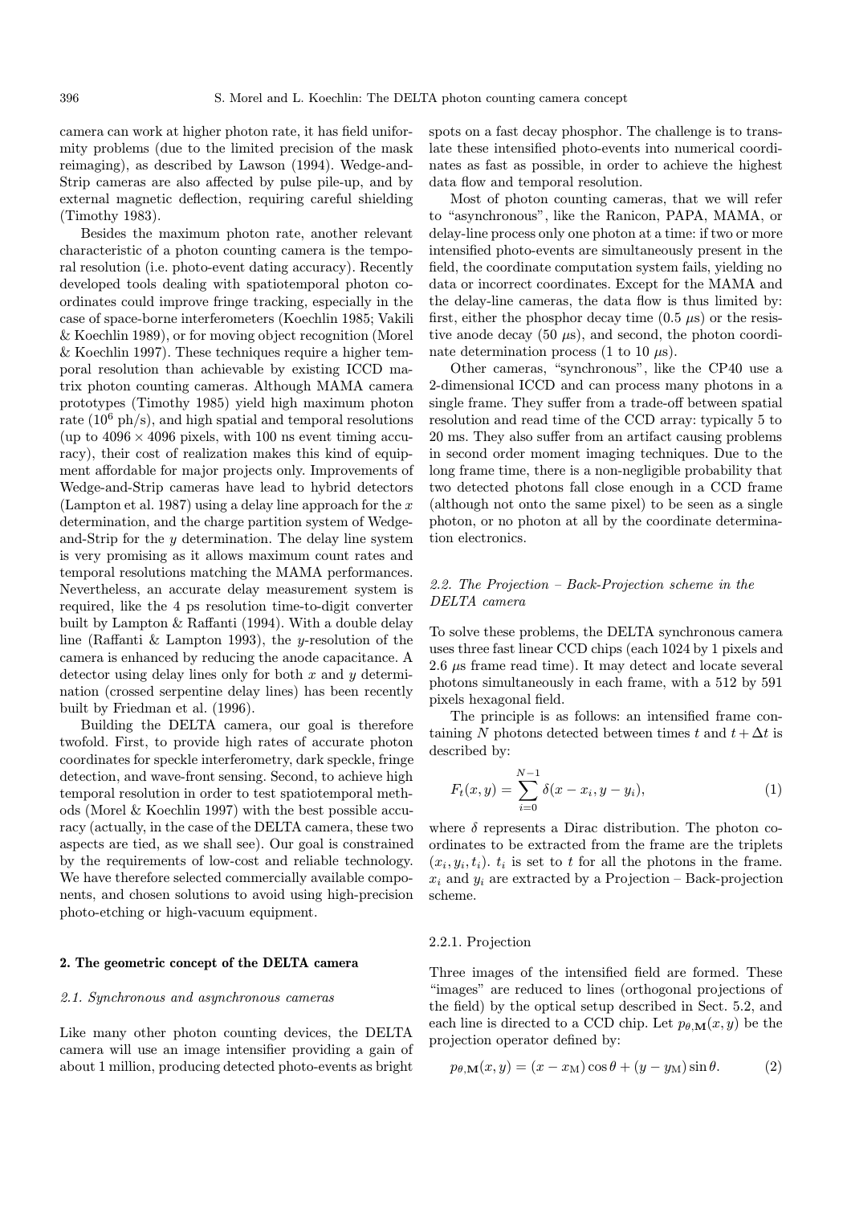camera can work at higher photon rate, it has field uniformity problems (due to the limited precision of the mask reimaging), as described by Lawson (1994). Wedge-and-Strip cameras are also affected by pulse pile-up, and by external magnetic deflection, requiring careful shielding (Timothy 1983).

Besides the maximum photon rate, another relevant characteristic of a photon counting camera is the temporal resolution (i.e. photo-event dating accuracy). Recently developed tools dealing with spatiotemporal photon coordinates could improve fringe tracking, especially in the case of space-borne interferometers (Koechlin 1985; Vakili & Koechlin 1989), or for moving object recognition (Morel & Koechlin 1997). These techniques require a higher temporal resolution than achievable by existing ICCD matrix photon counting cameras. Although MAMA camera prototypes (Timothy 1985) yield high maximum photon rate ($10^6$ ph/s), and high spatial and temporal resolutions (up to $4096 \times 4096$ pixels, with 100 ns event timing accuracy), their cost of realization makes this kind of equipment affordable for major projects only. Improvements of Wedge-and-Strip cameras have lead to hybrid detectors (Lampton et al. 1987) using a delay line approach for the $x$ determination, and the charge partition system of Wedge-and-Strip for the $y$ determination. The delay line system is very promising as it allows maximum count rates and temporal resolutions matching the MAMA performances. Nevertheless, an accurate delay measurement system is required, like the 4 ps resolution time-to-digit converter built by Lampton & Raffanti (1994). With a double delay line (Raffanti & Lampton 1993), the $y$-resolution of the camera is enhanced by reducing the anode capacitance. A detector using delay lines only for both $x$ and $y$ determination (crossed serpentine delay lines) has been recently built by Friedman et al. (1996).

Building the DELTA camera, our goal is therefore twofold. First, to provide high rates of accurate photon coordinates for speckle interferometry, dark speckle, fringe detection, and wave-front sensing. Second, to achieve high temporal resolution in order to test spatiotemporal methods (Morel & Koechlin 1997) with the best possible accuracy (actually, in the case of the DELTA camera, these two aspects are tied, as we shall see). Our goal is constrained by the requirements of low-cost and reliable technology. We have therefore selected commercially available components, and chosen solutions to avoid using high-precision photo-etching or high-vacuum equipment.

## 2. The geometric concept of the DELTA camera

### *2.1. Synchronous and asynchronous cameras*

Like many other photon counting devices, the DELTA camera will use an image intensifier providing a gain of about 1 million, producing detected photo-events as bright spots on a fast decay phosphor. The challenge is to translate these intensified photo-events into numerical coordinates as fast as possible, in order to achieve the highest data flow and temporal resolution.

Most of photon counting cameras, that we will refer to "asynchronous", like the Ranicon, PAPA, MAMA, or delay-line process only one photon at a time: if two or more intensified photo-events are simultaneously present in the field, the coordinate computation system fails, yielding no data or incorrect coordinates. Except for the MAMA and the delay-line cameras, the data flow is thus limited by: first, either the phosphor decay time (0.5 $\mu$s) or the resistive anode decay (50 $\mu$s), and second, the photon coordinate determination process (1 to 10 $\mu$s).

Other cameras, "synchronous", like the CP40 use a 2-dimensional ICCD and can process many photons in a single frame. They suffer from a trade-off between spatial resolution and read time of the CCD array: typically 5 to 20 ms. They also suffer from an artifact causing problems in second order moment imaging techniques. Due to the long frame time, there is a non-negligible probability that two detected photons fall close enough in a CCD frame (although not onto the same pixel) to be seen as a single photon, or no photon at all by the coordinate determination electronics.

### *2.2. The Projection – Back-Projection scheme in the DELTA camera*

To solve these problems, the DELTA synchronous camera uses three fast linear CCD chips (each 1024 by 1 pixels and 2.6 $\mu$s frame read time). It may detect and locate several photons simultaneously in each frame, with a 512 by 591 pixels hexagonal field.

The principle is as follows: an intensified frame containing $N$ photons detected between times $t$ and $t + \Delta t$ is described by:

$$F_t(x, y) = \sum_{i=0}^{N-1} \delta(x - x_i, y - y_i), \tag{1}$$

where $\delta$ represents a Dirac distribution. The photon coordinates to be extracted from the frame are the triplets $(x_i, y_i, t_i)$. $t_i$ is set to $t$ for all the photons in the frame. $x_i$ and $y_i$ are extracted by a Projection – Back-projection scheme.

#### 2.2.1. Projection

Three images of the intensified field are formed. These "images" are reduced to lines (orthogonal projections of the field) by the optical setup described in Sect. 5.2, and each line is directed to a CCD chip. Let $p_{\theta,\mathbf{M}}(x, y)$ be the projection operator defined by:

$$p_{\theta,\mathbf{M}}(x, y) = (x - x_{\mathrm{M}}) \cos\theta + (y - y_{\mathrm{M}}) \sin\theta. \tag{2}$$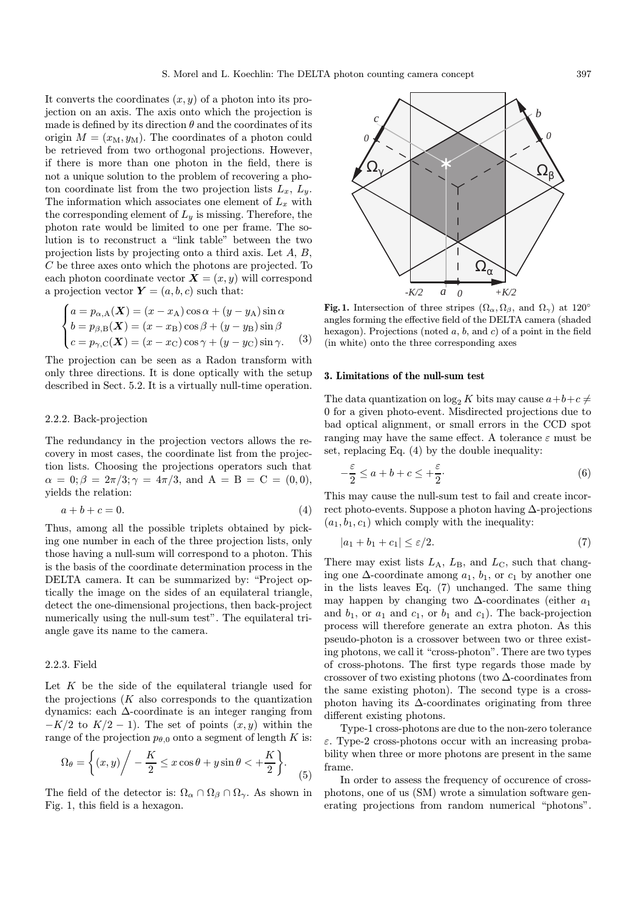It converts the coordinates $(x, y)$ of a photon into its projection on an axis. The axis onto which the projection is made is defined by its direction $\theta$ and the coordinates of its origin $M = (x_{\rm M}, y_{\rm M})$. The coordinates of a photon could be retrieved from two orthogonal projections. However, if there is more than one photon in the field, there is not a unique solution to the problem of recovering a photon coordinate list from the two projection lists $L_x$, $L_y$. The information which associates one element of $L_x$ with the corresponding element of $L_y$ is missing. Therefore, the photon rate would be limited to one per frame. The solution is to reconstruct a "link table" between the two projection lists by projecting onto a third axis. Let $A$, $B$, $C$ be three axes onto which the photons are projected. To each photon coordinate vector $\boldsymbol{X} = (x, y)$ will correspond a projection vector $\boldsymbol{Y} = (a, b, c)$ such that:

$$\begin{cases} a = p_{\alpha,\mathrm{A}}(\boldsymbol{X}) = (x - x_{\mathrm{A}})\cos\alpha + (y - y_{\mathrm{A}})\sin\alpha \\ b = p_{\beta,\mathrm{B}}(\boldsymbol{X}) = (x - x_{\mathrm{B}})\cos\beta + (y - y_{\mathrm{B}})\sin\beta \\ c = p_{\gamma,\mathrm{C}}(\boldsymbol{X}) = (x - x_{\mathrm{C}})\cos\gamma + (y - y_{\mathrm{C}})\sin\gamma. \end{cases} \quad (3)$$

The projection can be seen as a Radon transform with only three directions. It is done optically with the setup described in Sect. 5.2. It is a virtually null-time operation.

#### 2.2.2. Back-projection

The redundancy in the projection vectors allows the recovery in most cases, the coordinate list from the projection lists. Choosing the projections operators such that $\alpha = 0; \beta = 2\pi/3; \gamma = 4\pi/3$, and $\mathrm{A} = \mathrm{B} = \mathrm{C} = (0, 0)$, yields the relation:

$$a + b + c = 0. \quad (4)$$

Thus, among all the possible triplets obtained by picking one number in each of the three projection lists, only those having a null-sum will correspond to a photon. This is the basis of the coordinate determination process in the DELTA camera. It can be summarized by: "Project optically the image on the sides of an equilateral triangle, detect the one-dimensional projections, then back-project numerically using the null-sum test". The equilateral triangle gave its name to the camera.

#### 2.2.3. Field

Let $K$ be the side of the equilateral triangle used for the projections ($K$ also corresponds to the quantization dynamics: each $\Delta$-coordinate is an integer ranging from $-K/2$ to $K/2 - 1$). The set of points $(x, y)$ within the range of the projection $p_{\theta,0}$ onto a segment of length $K$ is:

$$\Omega_\theta = \left\{ (x, y) \middle/ -\frac{K}{2} \leq x\cos\theta + y\sin\theta < +\frac{K}{2} \right\}. \quad (5)$$

The field of the detector is: $\Omega_\alpha \cap \Omega_\beta \cap \Omega_\gamma$. As shown in Fig. 1, this field is a hexagon.

**Fig. 1.** Intersection of three stripes ($\Omega_\alpha, \Omega_\beta$, and $\Omega_\gamma$) at 120° angles forming the effective field of the DELTA camera (shaded hexagon). Projections (noted $a$, $b$, and $c$) of a point in the field (in white) onto the three corresponding axes

### 3. Limitations of the null-sum test

The data quantization on $\log_2 K$ bits may cause $a+b+c \neq 0$ for a given photo-event. Misdirected projections due to bad optical alignment, or small errors in the CCD spot ranging may have the same effect. A tolerance $\varepsilon$ must be set, replacing Eq. (4) by the double inequality:

$$-\frac{\varepsilon}{2} \leq a + b + c \leq +\frac{\varepsilon}{2}. \quad (6)$$

This may cause the null-sum test to fail and create incorrect photo-events. Suppose a photon having $\Delta$-projections $(a_1, b_1, c_1)$ which comply with the inequality:

$$|a_1 + b_1 + c_1| \leq \varepsilon/2. \quad (7)$$

There may exist lists $L_{\mathrm{A}}$, $L_{\mathrm{B}}$, and $L_{\mathrm{C}}$, such that changing one $\Delta$-coordinate among $a_1$, $b_1$, or $c_1$ by another one in the lists leaves Eq. (7) unchanged. The same thing may happen by changing two $\Delta$-coordinates (either $a_1$ and $b_1$, or $a_1$ and $c_1$, or $b_1$ and $c_1$). The back-projection process will therefore generate an extra photon. As this pseudo-photon is a crossover between two or three existing photons, we call it "cross-photon". There are two types of cross-photons. The first type regards those made by crossover of two existing photons (two $\Delta$-coordinates from the same existing photon). The second type is a cross-photon having its $\Delta$-coordinates originating from three different existing photons.

Type-1 cross-photons are due to the non-zero tolerance $\varepsilon$. Type-2 cross-photons occur with an increasing probability when three or more photons are present in the same frame.

In order to assess the frequency of occurence of cross-photons, one of us (SM) wrote a simulation software generating projections from random numerical "photons".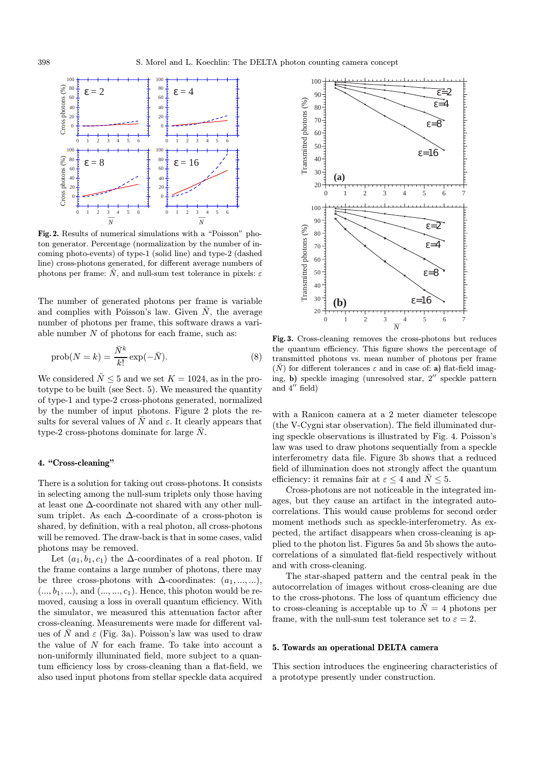**Fig. 2.** Results of numerical simulations with a "Poisson" photon generator. Percentage (normalization by the number of incoming photo-events) of type-1 (solid line) and type-2 (dashed line) cross-photons generated, for different average numbers of photons per frame: $\bar{N}$, and null-sum test tolerance in pixels: $\varepsilon$

The number of generated photons per frame is variable and complies with Poisson's law. Given $\bar{N}$, the average number of photons per frame, this software draws a variable number $N$ of photons for each frame, such as:

$$\text{prob}(N = k) = \frac{\bar{N}^k}{k!} \exp(-\bar{N}). \tag{8}$$

We considered $\bar{N} \leq 5$ and we set $K = 1024$, as in the prototype to be built (see Sect. 5). We measured the quantity of type-1 and type-2 cross-photons generated, normalized by the number of input photons. Figure 2 plots the results for several values of $\bar{N}$ and $\varepsilon$. It clearly appears that type-2 cross-photons dominate for large $\bar{N}$.

## 4. "Cross-cleaning"

There is a solution for taking out cross-photons. It consists in selecting among the null-sum triplets only those having at least one $\Delta$-coordinate not shared with any other null-sum triplet. As each $\Delta$-coordinate of a cross-photon is shared, by definition, with a real photon, all cross-photons will be removed. The draw-back is that in some cases, valid photons may be removed.

Let $(a_1, b_1, c_1)$ the $\Delta$-coordinates of a real photon. If the frame contains a large number of photons, there may be three cross-photons with $\Delta$-coordinates: $(a_1, ..., ...)$, $(..., b_1, ...)$, and $(..., ..., c_1)$. Hence, this photon would be removed, causing a loss in overall quantum efficiency. With the simulator, we measured this attenuation factor after cross-cleaning. Measurements were made for different values of $\bar{N}$ and $\varepsilon$ (Fig. 3a). Poisson's law was used to draw the value of $N$ for each frame. To take into account a non-uniformly illuminated field, more subject to a quantum efficiency loss by cross-cleaning than a flat-field, we also used input photons from stellar speckle data acquired with a Ranicon camera at a 2 meter diameter telescope (the V-Cygni star observation). The field illuminated during speckle observations is illustrated by Fig. 4. Poisson's law was used to draw photons sequentially from a speckle interferometry data file. Figure 3b shows that a reduced field of illumination does not strongly affect the quantum efficiency: it remains fair at $\varepsilon \leq 4$ and $\bar{N} \leq 5$.

**Fig. 3.** Cross-cleaning removes the cross-photons but reduces the quantum efficiency. This figure shows the percentage of transmitted photons vs. mean number of photons per frame $(\bar{N})$ for different tolerances $\varepsilon$ and in case of: **a)** flat-field imaging, **b)** speckle imaging (unresolved star, $2''$ speckle pattern and $4''$ field)

Cross-photons are not noticeable in the integrated images, but they cause an artifact in the integrated autocorrelations. This would cause problems for second order moment methods such as speckle-interferometry. As expected, the artifact disappears when cross-cleaning is applied to the photon list. Figures 5a and 5b shows the autocorrelations of a simulated flat-field respectively without and with cross-cleaning.

The star-shaped pattern and the central peak in the autocorrelation of images without cross-cleaning are due to the cross-photons. The loss of quantum efficiency due to cross-cleaning is acceptable up to $\bar{N} = 4$ photons per frame, with the null-sum test tolerance set to $\varepsilon = 2$.

## 5. Towards an operational DELTA camera

This section introduces the engineering characteristics of a prototype presently under construction.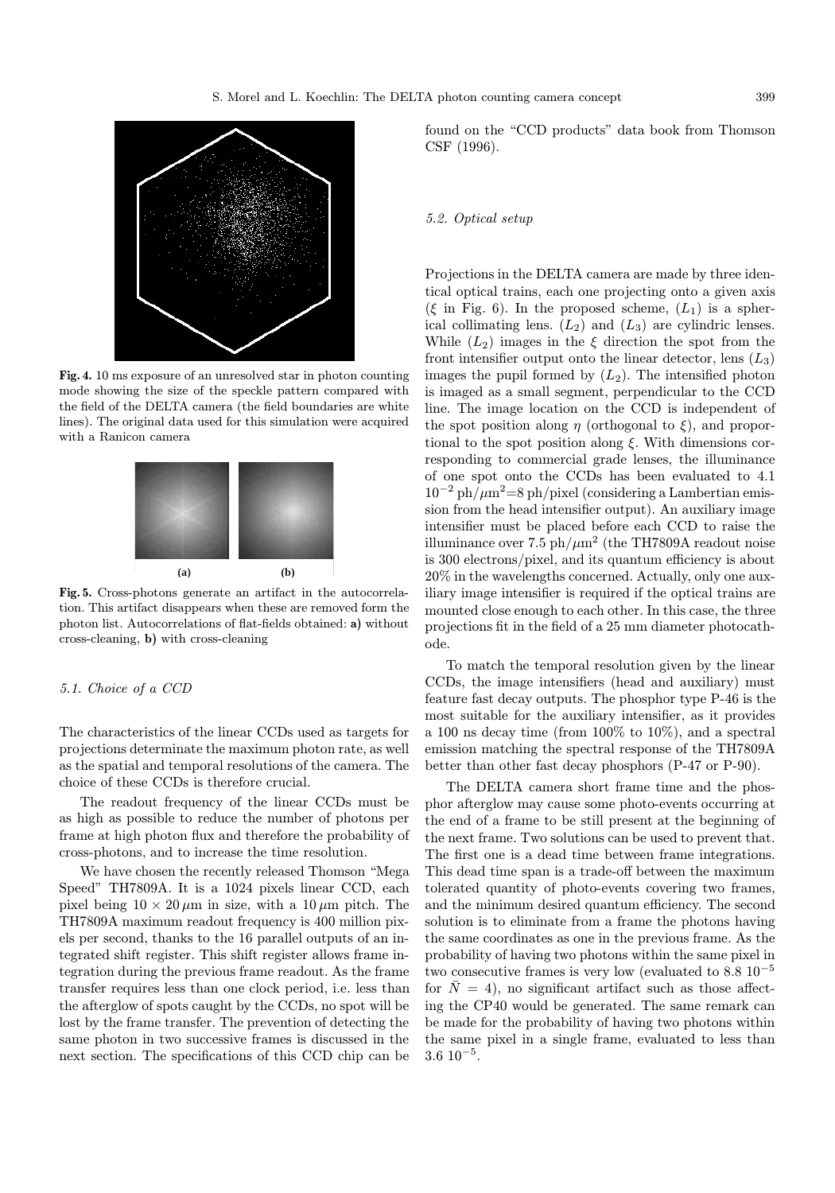**Fig. 4.** 10 ms exposure of an unresolved star in photon counting mode showing the size of the speckle pattern compared with the field of the DELTA camera (the field boundaries are white lines). The original data used for this simulation were acquired with a Ranicon camera

**Fig. 5.** Cross-photons generate an artifact in the autocorrelation. This artifact disappears when these are removed form the photon list. Autocorrelations of flat-fields obtained: **a)** without cross-cleaning, **b)** with cross-cleaning

### *5.1. Choice of a CCD*

The characteristics of the linear CCDs used as targets for projections determinate the maximum photon rate, as well as the spatial and temporal resolutions of the camera. The choice of these CCDs is therefore crucial.

The readout frequency of the linear CCDs must be as high as possible to reduce the number of photons per frame at high photon flux and therefore the probability of cross-photons, and to increase the time resolution.

We have chosen the recently released Thomson "Mega Speed" TH7809A. It is a 1024 pixels linear CCD, each pixel being $10 \times 20\,\mu$m in size, with a $10\,\mu$m pitch. The TH7809A maximum readout frequency is 400 million pixels per second, thanks to the 16 parallel outputs of an integrated shift register. This shift register allows frame integration during the previous frame readout. As the frame transfer requires less than one clock period, i.e. less than the afterglow of spots caught by the CCDs, no spot will be lost by the frame transfer. The prevention of detecting the same photon in two successive frames is discussed in the next section. The specifications of this CCD chip can be found on the "CCD products" data book from Thomson CSF (1996).

### *5.2. Optical setup*

Projections in the DELTA camera are made by three identical optical trains, each one projecting onto a given axis ($\xi$ in Fig. 6). In the proposed scheme, $(L_1)$ is a spherical collimating lens. $(L_2)$ and $(L_3)$ are cylindric lenses. While $(L_2)$ images in the $\xi$ direction the spot from the front intensifier output onto the linear detector, lens $(L_3)$ images the pupil formed by $(L_2)$. The intensified photon is imaged as a small segment, perpendicular to the CCD line. The image location on the CCD is independent of the spot position along $\eta$ (orthogonal to $\xi$), and proportional to the spot position along $\xi$. With dimensions corresponding to commercial grade lenses, the illuminance of one spot onto the CCDs has been evaluated to 4.1 $10^{-2}$ ph/$\mu$m$^2$=8 ph/pixel (considering a Lambertian emission from the head intensifier output). An auxiliary image intensifier must be placed before each CCD to raise the illuminance over 7.5 ph/$\mu$m$^2$ (the TH7809A readout noise is 300 electrons/pixel, and its quantum efficiency is about 20% in the wavelengths concerned. Actually, only one auxiliary image intensifier is required if the optical trains are mounted close enough to each other. In this case, the three projections fit in the field of a 25 mm diameter photocathode.

To match the temporal resolution given by the linear CCDs, the image intensifiers (head and auxiliary) must feature fast decay outputs. The phosphor type P-46 is the most suitable for the auxiliary intensifier, as it provides a 100 ns decay time (from 100% to 10%), and a spectral emission matching the spectral response of the TH7809A better than other fast decay phosphors (P-47 or P-90).

The DELTA camera short frame time and the phosphor afterglow may cause some photo-events occurring at the end of a frame to be still present at the beginning of the next frame. Two solutions can be used to prevent that. The first one is a dead time between frame integrations. This dead time span is a trade-off between the maximum tolerated quantity of photo-events covering two frames, and the minimum desired quantum efficiency. The second solution is to eliminate from a frame the photons having the same coordinates as one in the previous frame. As the probability of having two photons within the same pixel in two consecutive frames is very low (evaluated to 8.8 $10^{-5}$ for $\bar{N} = 4$), no significant artifact such as those affecting the CP40 would be generated. The same remark can be made for the probability of having two photons within the same pixel in a single frame, evaluated to less than 3.6 $10^{-5}$.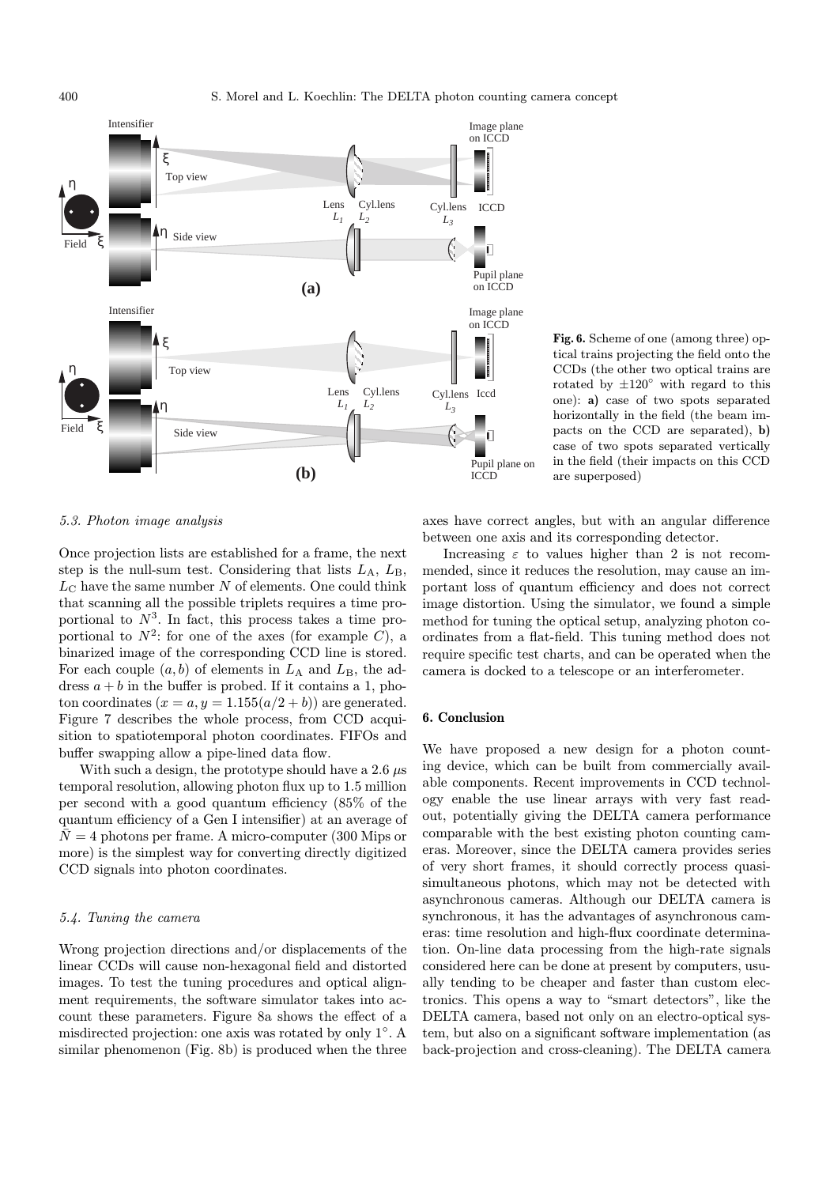Fig. 6. Scheme of one (among three) optical trains projecting the field onto the CCDs (the other two optical trains are rotated by $\pm 120^{\circ}$ with regard to this one): **a)** case of two spots separated horizontally in the field (the beam impacts on the CCD are separated), **b)** case of two spots separated vertically in the field (their impacts on this CCD are superposed)

### 5.3. Photon image analysis

Once projection lists are established for a frame, the next step is the null-sum test. Considering that lists $L_A$, $L_B$, $L_C$ have the same number $N$ of elements. One could think that scanning all the possible triplets requires a time proportional to $N^3$. In fact, this process takes a time proportional to $N^2$: for one of the axes (for example $C$), a binarized image of the corresponding CCD line is stored. For each couple $(a, b)$ of elements in $L_A$ and $L_B$, the address $a + b$ in the buffer is probed. If it contains a 1, photon coordinates $(x = a, y = 1.155(a/2 + b))$ are generated. Figure 7 describes the whole process, from CCD acquisition to spatiotemporal photon coordinates. FIFOs and buffer swapping allow a pipe-lined data flow.

With such a design, the prototype should have a 2.6 $\mu$s temporal resolution, allowing photon flux up to 1.5 million per second with a good quantum efficiency (85% of the quantum efficiency of a Gen I intensifier) at an average of $\bar{N} = 4$ photons per frame. A micro-computer (300 Mips or more) is the simplest way for converting directly digitized CCD signals into photon coordinates.

### 5.4. Tuning the camera

Wrong projection directions and/or displacements of the linear CCDs will cause non-hexagonal field and distorted images. To test the tuning procedures and optical alignment requirements, the software simulator takes into account these parameters. Figure 8a shows the effect of a misdirected projection: one axis was rotated by only $1^{\circ}$. A similar phenomenon (Fig. 8b) is produced when the three axes have correct angles, but with an angular difference between one axis and its corresponding detector.

Increasing $\varepsilon$ to values higher than 2 is not recommended, since it reduces the resolution, may cause an important loss of quantum efficiency and does not correct image distortion. Using the simulator, we found a simple method for tuning the optical setup, analyzing photon coordinates from a flat-field. This tuning method does not require specific test charts, and can be operated when the camera is docked to a telescope or an interferometer.

## 6. Conclusion

We have proposed a new design for a photon counting device, which can be built from commercially available components. Recent improvements in CCD technology enable the use linear arrays with very fast readout, potentially giving the DELTA camera performance comparable with the best existing photon counting cameras. Moreover, since the DELTA camera provides series of very short frames, it should correctly process quasi-simultaneous photons, which may not be detected with asynchronous cameras. Although our DELTA camera is synchronous, it has the advantages of asynchronous cameras: time resolution and high-flux coordinate determination. On-line data processing from the high-rate signals considered here can be done at present by computers, usually tending to be cheaper and faster than custom electronics. This opens a way to "smart detectors", like the DELTA camera, based not only on an electro-optical system, but also on a significant software implementation (as back-projection and cross-cleaning). The DELTA camera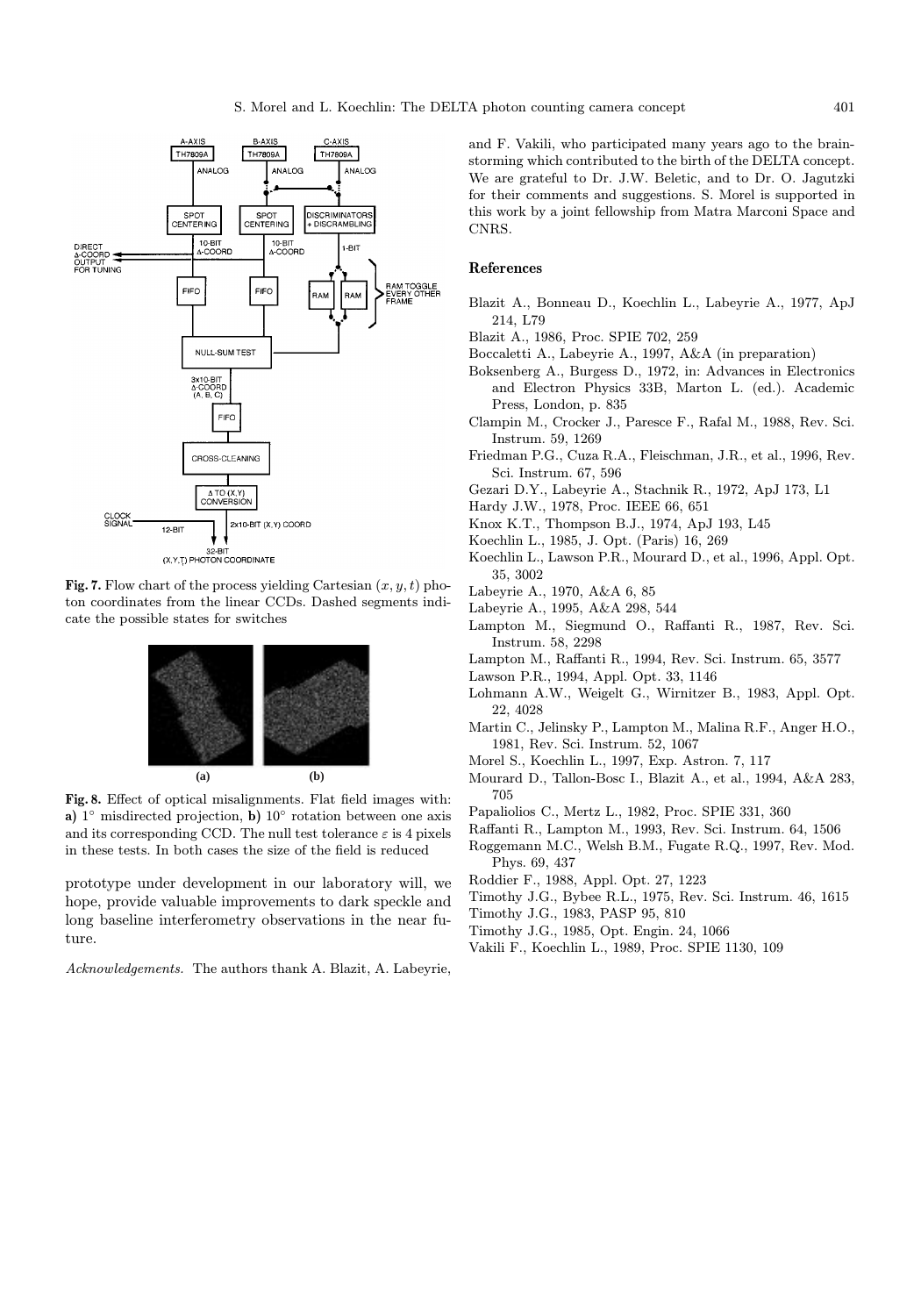A-AXIS
TH7809A
ANALOG

B-AXIS
TH7809A
ANALOG

C-AXIS
TH7809A
ANALOG

SPOT CENTERING
SPOT CENTERING
DISCRIMINATORS + DISCRAMBLING

DIRECT Δ-COORD OUTPUT FOR TUNING
10-BIT Δ-COORD
10-BIT Δ-COORD
1-BIT

FIFO
FIFO
RAM
RAM
RAM TOGGLE EVERY OTHER FRAME

NULL-SUM TEST

3x10-BIT Δ-COORD (A, B, C)

FIFO

CROSS-CLEANING

Δ TO (X,Y) CONVERSION

CLOCK SIGNAL
12-BIT
2x10-BIT (X,Y) COORD

32-BIT (X,Y,T) PHOTON COORDINATE

**Fig. 7.** Flow chart of the process yielding Cartesian $(x, y, t)$ photon coordinates from the linear CCDs. Dashed segments indicate the possible states for switches

(a)

(b)

**Fig. 8.** Effect of optical misalignments. Flat field images with: **a)** $1^{\circ}$ misdirected projection, **b)** $10^{\circ}$ rotation between one axis and its corresponding CCD. The null test tolerance $\varepsilon$ is 4 pixels in these tests. In both cases the size of the field is reduced

prototype under development in our laboratory will, we hope, provide valuable improvements to dark speckle and long baseline interferometry observations in the near future.

*Acknowledgements.* The authors thank A. Blazit, A. Labeyrie, and F. Vakili, who participated many years ago to the brainstorming which contributed to the birth of the DELTA concept. We are grateful to Dr. J.W. Beletic, and to Dr. O. Jagutzki for their comments and suggestions. S. Morel is supported in this work by a joint fellowship from Matra Marconi Space and CNRS.

## References

Blazit A., Bonneau D., Koechlin L., Labeyrie A., 1977, ApJ 214, L79

Blazit A., 1986, Proc. SPIE 702, 259

Boccaletti A., Labeyrie A., 1997, A&A (in preparation)

Boksenberg A., Burgess D., 1972, in: Advances in Electronics and Electron Physics 33B, Marton L. (ed.). Academic Press, London, p. 835

Clampin M., Crocker J., Paresce F., Rafal M., 1988, Rev. Sci. Instrum. 59, 1269

Friedman P.G., Cuza R.A., Fleischman, J.R., et al., 1996, Rev. Sci. Instrum. 67, 596

Gezari D.Y., Labeyrie A., Stachnik R., 1972, ApJ 173, L1

Hardy J.W., 1978, Proc. IEEE 66, 651

Knox K.T., Thompson B.J., 1974, ApJ 193, L45

Koechlin L., 1985, J. Opt. (Paris) 16, 269

Koechlin L., Lawson P.R., Mourard D., et al., 1996, Appl. Opt. 35, 3002

Labeyrie A., 1970, A&A 6, 85

Labeyrie A., 1995, A&A 298, 544

Lampton M., Siegmund O., Raffanti R., 1987, Rev. Sci. Instrum. 58, 2298

Lampton M., Raffanti R., 1994, Rev. Sci. Instrum. 65, 3577

Lawson P.R., 1994, Appl. Opt. 33, 1146

Lohmann A.W., Weigelt G., Wirnitzer B., 1983, Appl. Opt. 22, 4028

Martin C., Jelinsky P., Lampton M., Malina R.F., Anger H.O., 1981, Rev. Sci. Instrum. 52, 1067

Morel S., Koechlin L., 1997, Exp. Astron. 7, 117

Mourard D., Tallon-Bosc I., Blazit A., et al., 1994, A&A 283, 705

Papaliolios C., Mertz L., 1982, Proc. SPIE 331, 360

Raffanti R., Lampton M., 1993, Rev. Sci. Instrum. 64, 1506

Roggemann M.C., Welsh B.M., Fugate R.Q., 1997, Rev. Mod. Phys. 69, 437

Roddier F., 1988, Appl. Opt. 27, 1223

Timothy J.G., Bybee R.L., 1975, Rev. Sci. Instrum. 46, 1615

Timothy J.G., 1983, PASP 95, 810

Timothy J.G., 1985, Opt. Engin. 24, 1066

Vakili F., Koechlin L., 1989, Proc. SPIE 1130, 109